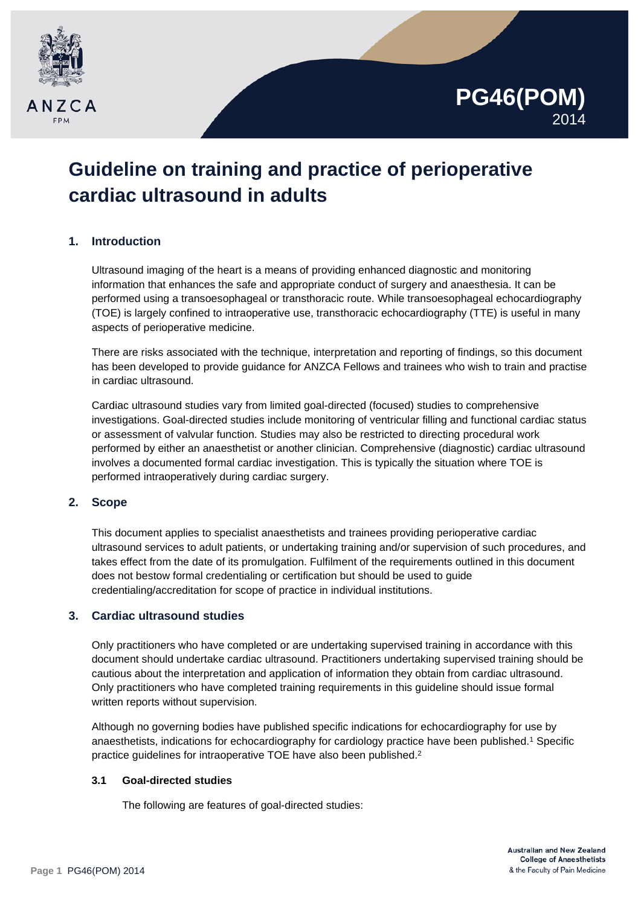# PG46(POM)
2014

# Guideline on training and practice of perioperative cardiac ultrasound in adults

## 1. Introduction

Ultrasound imaging of the heart is a means of providing enhanced diagnostic and monitoring information that enhances the safe and appropriate conduct of surgery and anaesthesia. It can be performed using a transoesophageal or transthoracic route. While transoesophageal echocardiography (TOE) is largely confined to intraoperative use, transthoracic echocardiography (TTE) is useful in many aspects of perioperative medicine.

There are risks associated with the technique, interpretation and reporting of findings, so this document has been developed to provide guidance for ANZCA Fellows and trainees who wish to train and practise in cardiac ultrasound.

Cardiac ultrasound studies vary from limited goal-directed (focused) studies to comprehensive investigations. Goal-directed studies include monitoring of ventricular filling and functional cardiac status or assessment of valvular function. Studies may also be restricted to directing procedural work performed by either an anaesthetist or another clinician. Comprehensive (diagnostic) cardiac ultrasound involves a documented formal cardiac investigation. This is typically the situation where TOE is performed intraoperatively during cardiac surgery.

## 2. Scope

This document applies to specialist anaesthetists and trainees providing perioperative cardiac ultrasound services to adult patients, or undertaking training and/or supervision of such procedures, and takes effect from the date of its promulgation. Fulfilment of the requirements outlined in this document does not bestow formal credentialing or certification but should be used to guide credentialing/accreditation for scope of practice in individual institutions.

## 3. Cardiac ultrasound studies

Only practitioners who have completed or are undertaking supervised training in accordance with this document should undertake cardiac ultrasound. Practitioners undertaking supervised training should be cautious about the interpretation and application of information they obtain from cardiac ultrasound. Only practitioners who have completed training requirements in this guideline should issue formal written reports without supervision.

Although no governing bodies have published specific indications for echocardiography for use by anaesthetists, indications for echocardiography for cardiology practice have been published.[1] Specific practice guidelines for intraoperative TOE have also been published.[2]

### 3.1 Goal-directed studies

The following are features of goal-directed studies: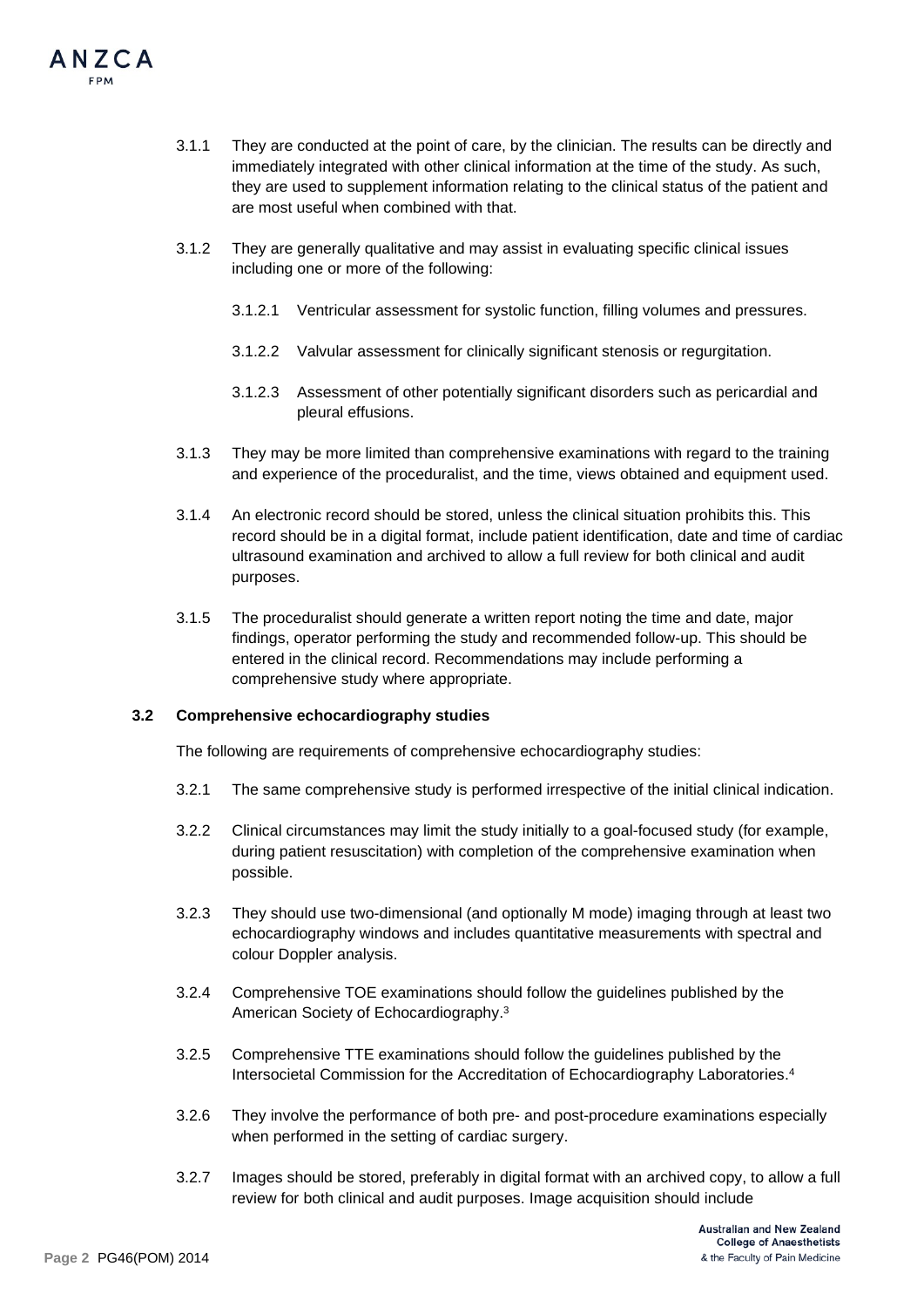3.1.1 They are conducted at the point of care, by the clinician. The results can be directly and immediately integrated with other clinical information at the time of the study. As such, they are used to supplement information relating to the clinical status of the patient and are most useful when combined with that.

3.1.2 They are generally qualitative and may assist in evaluating specific clinical issues including one or more of the following:

3.1.2.1 Ventricular assessment for systolic function, filling volumes and pressures.

3.1.2.2 Valvular assessment for clinically significant stenosis or regurgitation.

3.1.2.3 Assessment of other potentially significant disorders such as pericardial and pleural effusions.

3.1.3 They may be more limited than comprehensive examinations with regard to the training and experience of the proceduralist, and the time, views obtained and equipment used.

3.1.4 An electronic record should be stored, unless the clinical situation prohibits this. This record should be in a digital format, include patient identification, date and time of cardiac ultrasound examination and archived to allow a full review for both clinical and audit purposes.

3.1.5 The proceduralist should generate a written report noting the time and date, major findings, operator performing the study and recommended follow-up. This should be entered in the clinical record. Recommendations may include performing a comprehensive study where appropriate.

**3.2 Comprehensive echocardiography studies**

The following are requirements of comprehensive echocardiography studies:

3.2.1 The same comprehensive study is performed irrespective of the initial clinical indication.

3.2.2 Clinical circumstances may limit the study initially to a goal-focused study (for example, during patient resuscitation) with completion of the comprehensive examination when possible.

3.2.3 They should use two-dimensional (and optionally M mode) imaging through at least two echocardiography windows and includes quantitative measurements with spectral and colour Doppler analysis.

3.2.4 Comprehensive TOE examinations should follow the guidelines published by the American Society of Echocardiography.[3]

3.2.5 Comprehensive TTE examinations should follow the guidelines published by the Intersocietal Commission for the Accreditation of Echocardiography Laboratories.[4]

3.2.6 They involve the performance of both pre- and post-procedure examinations especially when performed in the setting of cardiac surgery.

3.2.7 Images should be stored, preferably in digital format with an archived copy, to allow a full review for both clinical and audit purposes. Image acquisition should include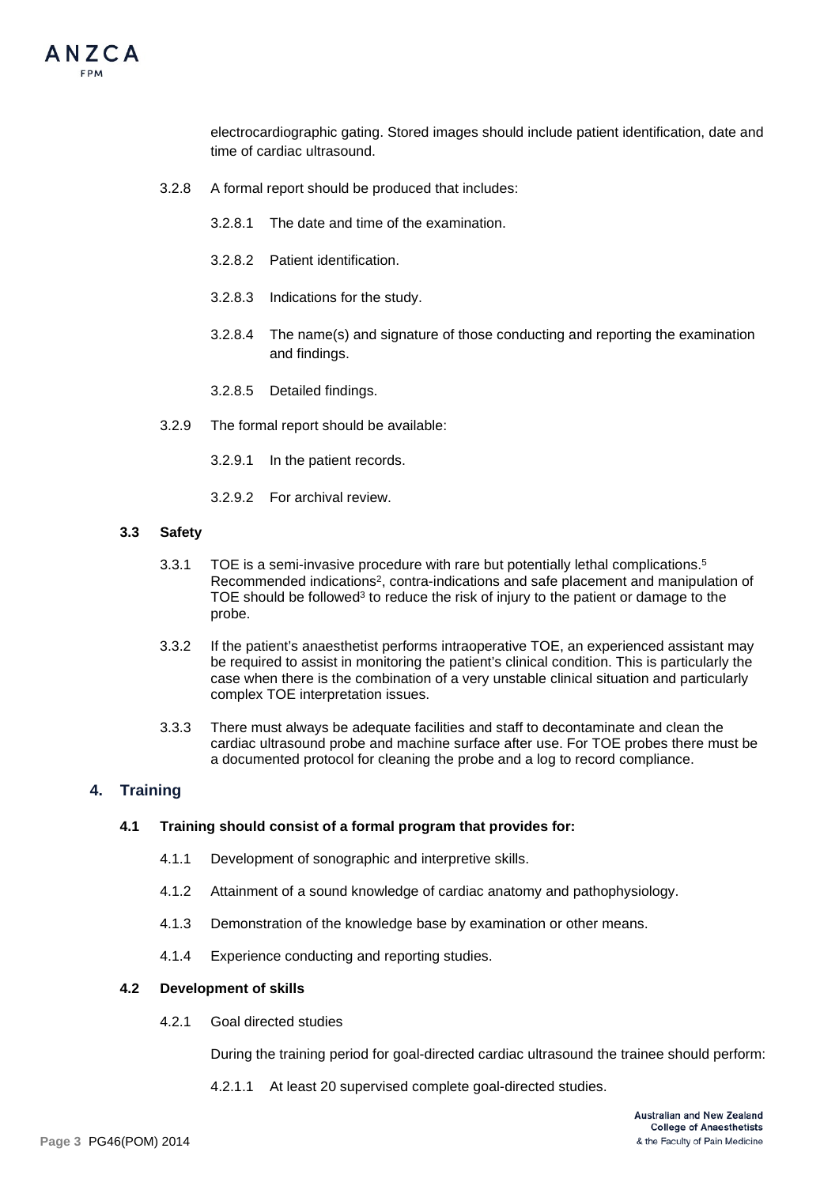electrocardiographic gating. Stored images should include patient identification, date and time of cardiac ultrasound.

3.2.8 A formal report should be produced that includes:

3.2.8.1 The date and time of the examination.

3.2.8.2 Patient identification.

3.2.8.3 Indications for the study.

3.2.8.4 The name(s) and signature of those conducting and reporting the examination and findings.

3.2.8.5 Detailed findings.

3.2.9 The formal report should be available:

3.2.9.1 In the patient records.

3.2.9.2 For archival review.

### 3.3 Safety

3.3.1 TOE is a semi-invasive procedure with rare but potentially lethal complications.[5] Recommended indications[2], contra-indications and safe placement and manipulation of TOE should be followed[3] to reduce the risk of injury to the patient or damage to the probe.

3.3.2 If the patient's anaesthetist performs intraoperative TOE, an experienced assistant may be required to assist in monitoring the patient's clinical condition. This is particularly the case when there is the combination of a very unstable clinical situation and particularly complex TOE interpretation issues.

3.3.3 There must always be adequate facilities and staff to decontaminate and clean the cardiac ultrasound probe and machine surface after use. For TOE probes there must be a documented protocol for cleaning the probe and a log to record compliance.

## 4. Training

### 4.1 Training should consist of a formal program that provides for:

4.1.1 Development of sonographic and interpretive skills.

4.1.2 Attainment of a sound knowledge of cardiac anatomy and pathophysiology.

4.1.3 Demonstration of the knowledge base by examination or other means.

4.1.4 Experience conducting and reporting studies.

### 4.2 Development of skills

4.2.1 Goal directed studies

During the training period for goal-directed cardiac ultrasound the trainee should perform:

4.2.1.1 At least 20 supervised complete goal-directed studies.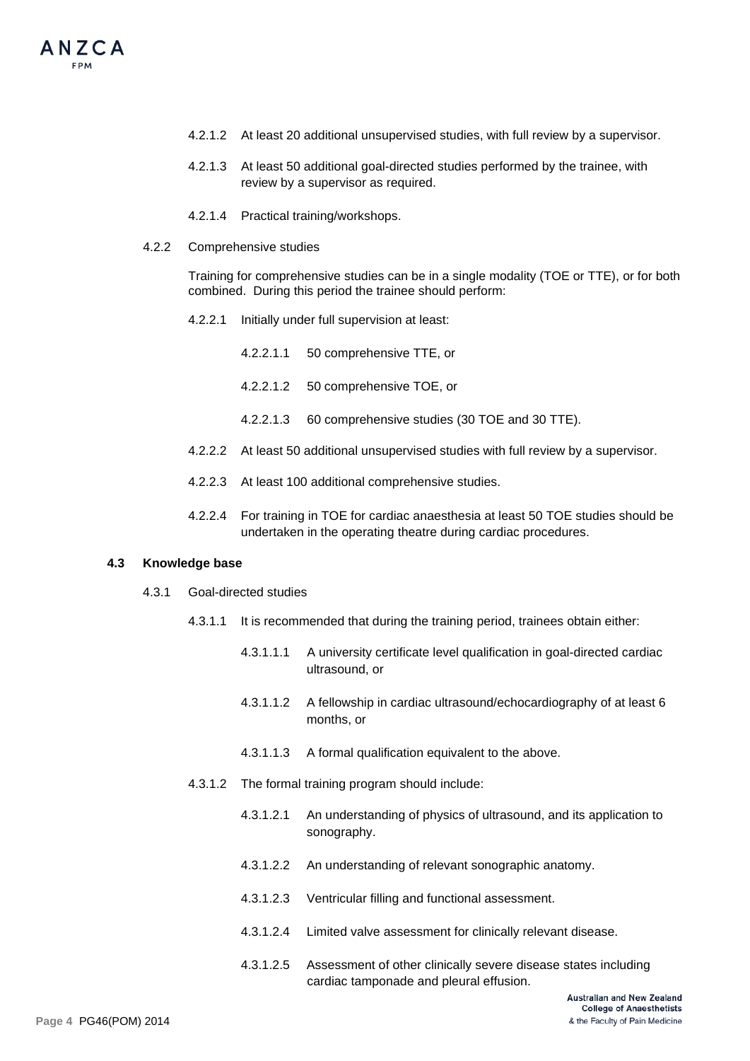4.2.1.2 At least 20 additional unsupervised studies, with full review by a supervisor.

4.2.1.3 At least 50 additional goal-directed studies performed by the trainee, with review by a supervisor as required.

4.2.1.4 Practical training/workshops.

4.2.2 Comprehensive studies

Training for comprehensive studies can be in a single modality (TOE or TTE), or for both combined. During this period the trainee should perform:

4.2.2.1 Initially under full supervision at least:

4.2.2.1.1 50 comprehensive TTE, or

4.2.2.1.2 50 comprehensive TOE, or

4.2.2.1.3 60 comprehensive studies (30 TOE and 30 TTE).

4.2.2.2 At least 50 additional unsupervised studies with full review by a supervisor.

4.2.2.3 At least 100 additional comprehensive studies.

4.2.2.4 For training in TOE for cardiac anaesthesia at least 50 TOE studies should be undertaken in the operating theatre during cardiac procedures.

### 4.3 Knowledge base

4.3.1 Goal-directed studies

4.3.1.1 It is recommended that during the training period, trainees obtain either:

4.3.1.1.1 A university certificate level qualification in goal-directed cardiac ultrasound, or

4.3.1.1.2 A fellowship in cardiac ultrasound/echocardiography of at least 6 months, or

4.3.1.1.3 A formal qualification equivalent to the above.

4.3.1.2 The formal training program should include:

4.3.1.2.1 An understanding of physics of ultrasound, and its application to sonography.

4.3.1.2.2 An understanding of relevant sonographic anatomy.

4.3.1.2.3 Ventricular filling and functional assessment.

4.3.1.2.4 Limited valve assessment for clinically relevant disease.

4.3.1.2.5 Assessment of other clinically severe disease states including cardiac tamponade and pleural effusion.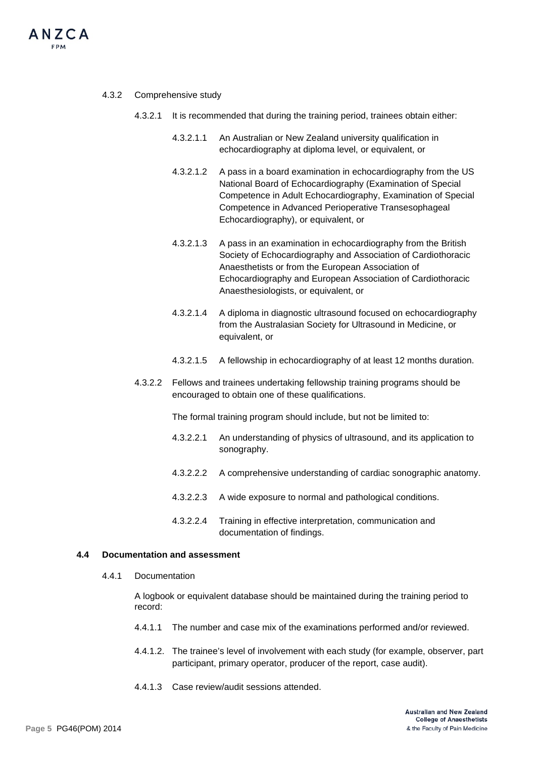4.3.2 Comprehensive study

4.3.2.1 It is recommended that during the training period, trainees obtain either:

4.3.2.1.1 An Australian or New Zealand university qualification in echocardiography at diploma level, or equivalent, or

4.3.2.1.2 A pass in a board examination in echocardiography from the US National Board of Echocardiography (Examination of Special Competence in Adult Echocardiography, Examination of Special Competence in Advanced Perioperative Transesophageal Echocardiography), or equivalent, or

4.3.2.1.3 A pass in an examination in echocardiography from the British Society of Echocardiography and Association of Cardiothoracic Anaesthetists or from the European Association of Echocardiography and European Association of Cardiothoracic Anaesthesiologists, or equivalent, or

4.3.2.1.4 A diploma in diagnostic ultrasound focused on echocardiography from the Australasian Society for Ultrasound in Medicine, or equivalent, or

4.3.2.1.5 A fellowship in echocardiography of at least 12 months duration.

4.3.2.2 Fellows and trainees undertaking fellowship training programs should be encouraged to obtain one of these qualifications.

The formal training program should include, but not be limited to:

4.3.2.2.1 An understanding of physics of ultrasound, and its application to sonography.

4.3.2.2.2 A comprehensive understanding of cardiac sonographic anatomy.

4.3.2.2.3 A wide exposure to normal and pathological conditions.

4.3.2.2.4 Training in effective interpretation, communication and documentation of findings.

### 4.4 Documentation and assessment

4.4.1 Documentation

A logbook or equivalent database should be maintained during the training period to record:

4.4.1.1 The number and case mix of the examinations performed and/or reviewed.

4.4.1.2. The trainee's level of involvement with each study (for example, observer, part participant, primary operator, producer of the report, case audit).

4.4.1.3 Case review/audit sessions attended.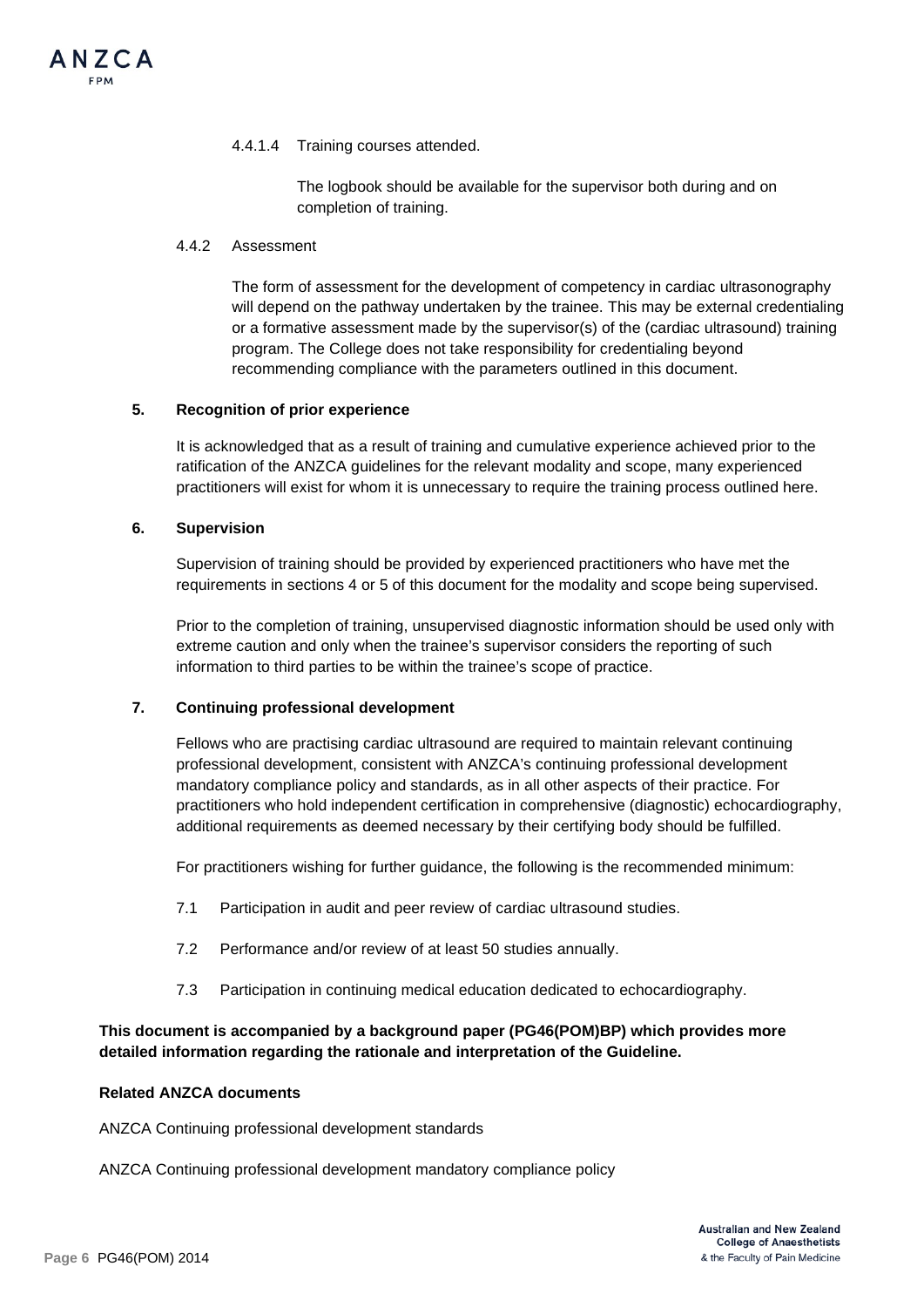4.4.1.4 Training courses attended.

The logbook should be available for the supervisor both during and on completion of training.

4.4.2 Assessment

The form of assessment for the development of competency in cardiac ultrasonography will depend on the pathway undertaken by the trainee. This may be external credentialing or a formative assessment made by the supervisor(s) of the (cardiac ultrasound) training program. The College does not take responsibility for credentialing beyond recommending compliance with the parameters outlined in this document.

## 5. Recognition of prior experience

It is acknowledged that as a result of training and cumulative experience achieved prior to the ratification of the ANZCA guidelines for the relevant modality and scope, many experienced practitioners will exist for whom it is unnecessary to require the training process outlined here.

## 6. Supervision

Supervision of training should be provided by experienced practitioners who have met the requirements in sections 4 or 5 of this document for the modality and scope being supervised.

Prior to the completion of training, unsupervised diagnostic information should be used only with extreme caution and only when the trainee's supervisor considers the reporting of such information to third parties to be within the trainee's scope of practice.

## 7. Continuing professional development

Fellows who are practising cardiac ultrasound are required to maintain relevant continuing professional development, consistent with ANZCA's continuing professional development mandatory compliance policy and standards, as in all other aspects of their practice. For practitioners who hold independent certification in comprehensive (diagnostic) echocardiography, additional requirements as deemed necessary by their certifying body should be fulfilled.

For practitioners wishing for further guidance, the following is the recommended minimum:

7.1 Participation in audit and peer review of cardiac ultrasound studies.

7.2 Performance and/or review of at least 50 studies annually.

7.3 Participation in continuing medical education dedicated to echocardiography.

**This document is accompanied by a background paper (PG46(POM)BP) which provides more detailed information regarding the rationale and interpretation of the Guideline.**

**Related ANZCA documents**

ANZCA Continuing professional development standards

ANZCA Continuing professional development mandatory compliance policy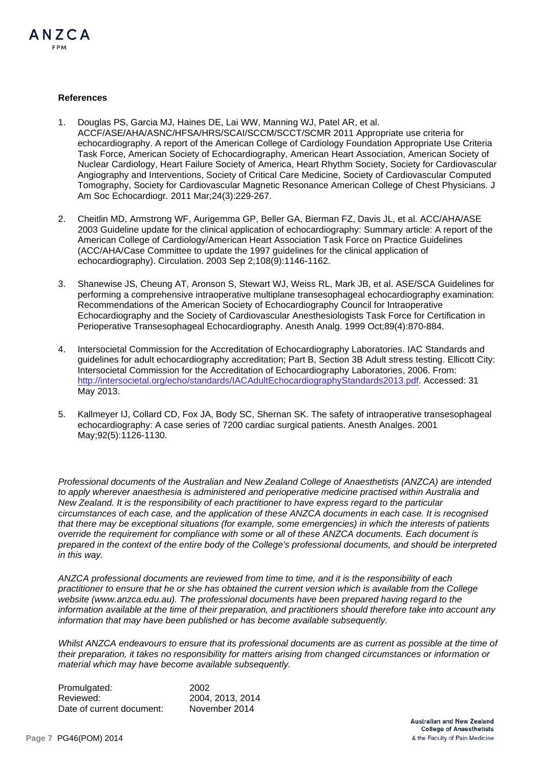**References**

1. Douglas PS, Garcia MJ, Haines DE, Lai WW, Manning WJ, Patel AR, et al. ACCF/ASE/AHA/ASNC/HFSA/HRS/SCAI/SCCM/SCCT/SCMR 2011 Appropriate use criteria for echocardiography. A report of the American College of Cardiology Foundation Appropriate Use Criteria Task Force, American Society of Echocardiography, American Heart Association, American Society of Nuclear Cardiology, Heart Failure Society of America, Heart Rhythm Society, Society for Cardiovascular Angiography and Interventions, Society of Critical Care Medicine, Society of Cardiovascular Computed Tomography, Society for Cardiovascular Magnetic Resonance American College of Chest Physicians. J Am Soc Echocardiogr. 2011 Mar;24(3):229-267.

2. Cheitlin MD, Armstrong WF, Aurigemma GP, Beller GA, Bierman FZ, Davis JL, et al. ACC/AHA/ASE 2003 Guideline update for the clinical application of echocardiography: Summary article: A report of the American College of Cardiology/American Heart Association Task Force on Practice Guidelines (ACC/AHA/Case Committee to update the 1997 guidelines for the clinical application of echocardiography). Circulation. 2003 Sep 2;108(9):1146-1162.

3. Shanewise JS, Cheung AT, Aronson S, Stewart WJ, Weiss RL, Mark JB, et al. ASE/SCA Guidelines for performing a comprehensive intraoperative multiplane transesophageal echocardiography examination: Recommendations of the American Society of Echocardiography Council for Intraoperative Echocardiography and the Society of Cardiovascular Anesthesiologists Task Force for Certification in Perioperative Transesophageal Echocardiography. Anesth Analg. 1999 Oct;89(4):870-884.

4. Intersocietal Commission for the Accreditation of Echocardiography Laboratories. IAC Standards and guidelines for adult echocardiography accreditation; Part B, Section 3B Adult stress testing. Ellicott City: Intersocietal Commission for the Accreditation of Echocardiography Laboratories, 2006. From: http://intersocietal.org/echo/standards/IACAdultEchocardiographyStandards2013.pdf. Accessed: 31 May 2013.

5. Kallmeyer IJ, Collard CD, Fox JA, Body SC, Shernan SK. The safety of intraoperative transesophageal echocardiography: A case series of 7200 cardiac surgical patients. Anesth Analges. 2001 May;92(5):1126-1130.

*Professional documents of the Australian and New Zealand College of Anaesthetists (ANZCA) are intended to apply wherever anaesthesia is administered and perioperative medicine practised within Australia and New Zealand. It is the responsibility of each practitioner to have express regard to the particular circumstances of each case, and the application of these ANZCA documents in each case. It is recognised that there may be exceptional situations (for example, some emergencies) in which the interests of patients override the requirement for compliance with some or all of these ANZCA documents. Each document is prepared in the context of the entire body of the College's professional documents, and should be interpreted in this way.*

*ANZCA professional documents are reviewed from time to time, and it is the responsibility of each practitioner to ensure that he or she has obtained the current version which is available from the College website (www.anzca.edu.au). The professional documents have been prepared having regard to the information available at the time of their preparation, and practitioners should therefore take into account any information that may have been published or has become available subsequently.*

*Whilst ANZCA endeavours to ensure that its professional documents are as current as possible at the time of their preparation, it takes no responsibility for matters arising from changed circumstances or information or material which may have become available subsequently.*

| | |
|---|---|
| Promulgated: | 2002 |
| Reviewed: | 2004, 2013, 2014 |
| Date of current document: | November 2014 |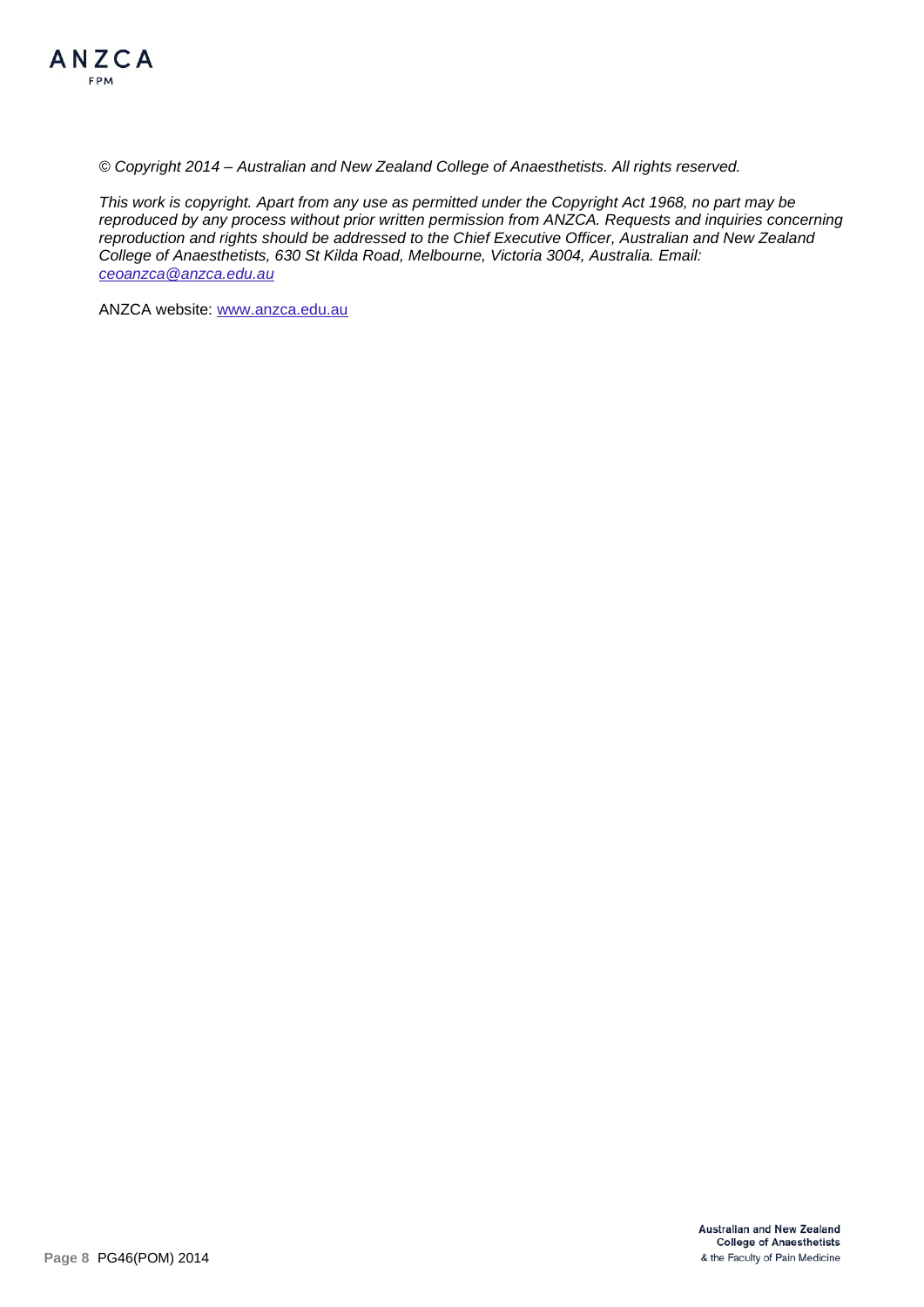*© Copyright 2014 – Australian and New Zealand College of Anaesthetists. All rights reserved.*

*This work is copyright. Apart from any use as permitted under the Copyright Act 1968, no part may be reproduced by any process without prior written permission from ANZCA. Requests and inquiries concerning reproduction and rights should be addressed to the Chief Executive Officer, Australian and New Zealand College of Anaesthetists, 630 St Kilda Road, Melbourne, Victoria 3004, Australia. Email: [ceoanzca@anzca.edu.au](mailto:ceoanzca@anzca.edu.au)*

ANZCA website: [www.anzca.edu.au](http://www.anzca.edu.au)